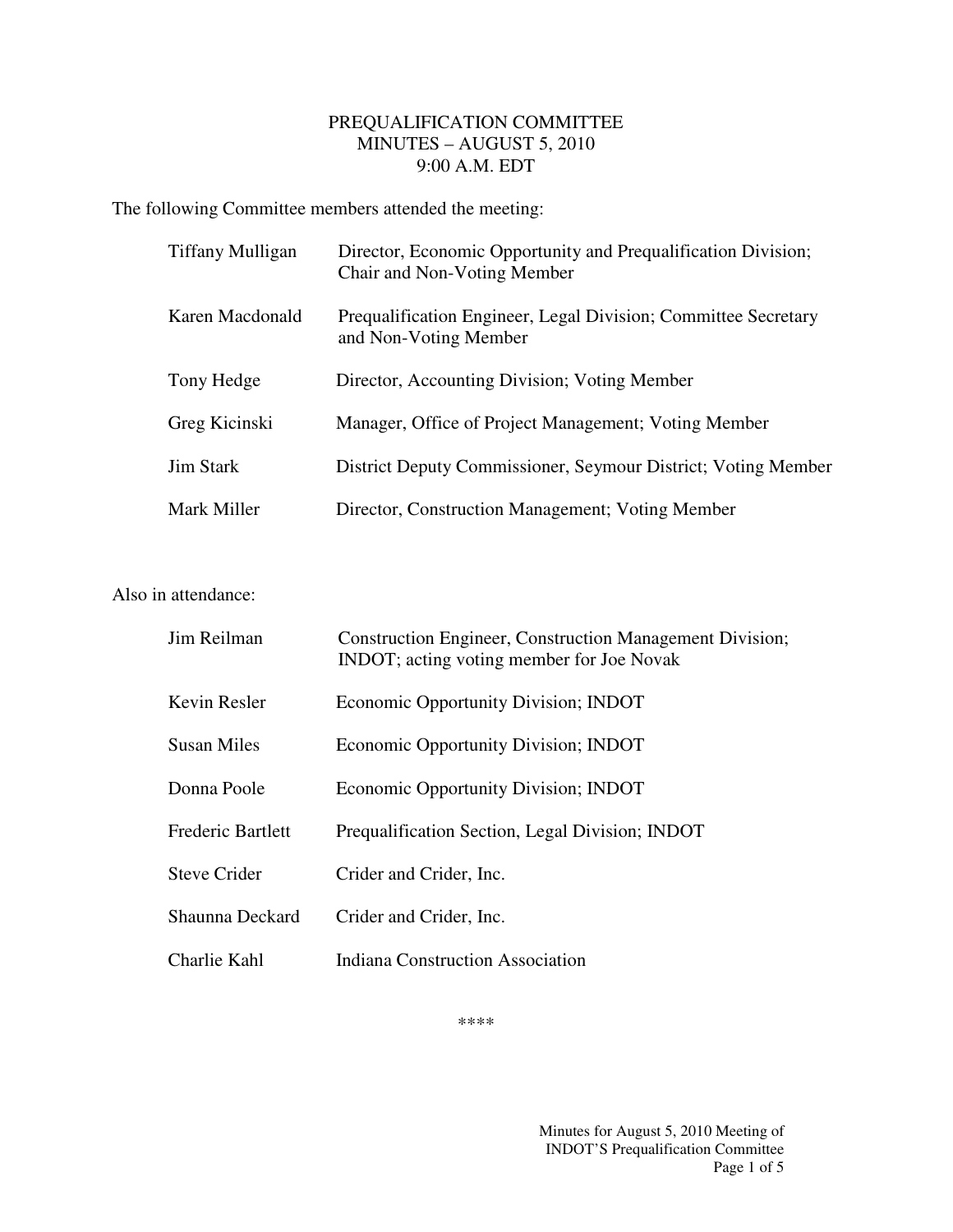# PREQUALIFICATION COMMITTEE
## MINUTES – AUGUST 5, 2010
### 9:00 A.M. EDT

The following Committee members attended the meeting:

| | |
|---|---|
| Tiffany Mulligan | Director, Economic Opportunity and Prequalification Division; Chair and Non-Voting Member |
| Karen Macdonald | Prequalification Engineer, Legal Division; Committee Secretary and Non-Voting Member |
| Tony Hedge | Director, Accounting Division; Voting Member |
| Greg Kicinski | Manager, Office of Project Management; Voting Member |
| Jim Stark | District Deputy Commissioner, Seymour District; Voting Member |
| Mark Miller | Director, Construction Management; Voting Member |

Also in attendance:

| | |
|---|---|
| Jim Reilman | Construction Engineer, Construction Management Division; INDOT; acting voting member for Joe Novak |
| Kevin Resler | Economic Opportunity Division; INDOT |
| Susan Miles | Economic Opportunity Division; INDOT |
| Donna Poole | Economic Opportunity Division; INDOT |
| Frederic Bartlett | Prequalification Section, Legal Division; INDOT |
| Steve Crider | Crider and Crider, Inc. |
| Shaunna Deckard | Crider and Crider, Inc. |
| Charlie Kahl | Indiana Construction Association |

****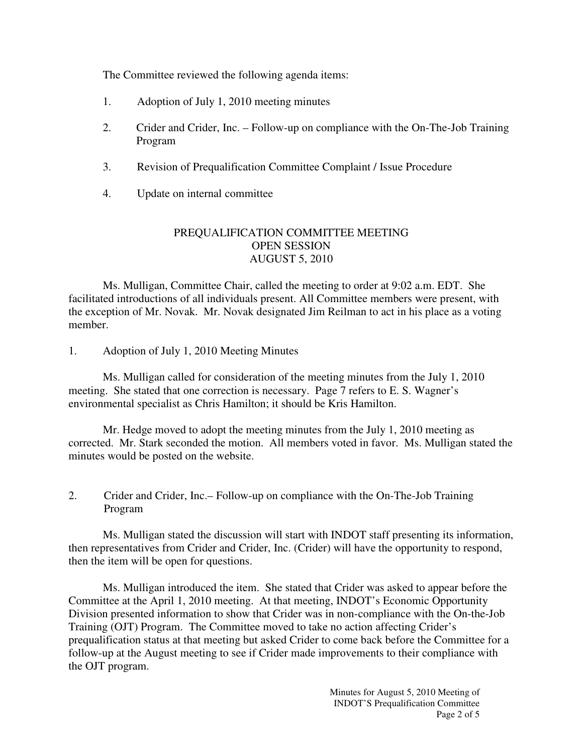The Committee reviewed the following agenda items:

1. Adoption of July 1, 2010 meeting minutes

2. Crider and Crider, Inc. – Follow-up on compliance with the On-The-Job Training Program

3. Revision of Prequalification Committee Complaint / Issue Procedure

4. Update on internal committee

## PREQUALIFICATION COMMITTEE MEETING
## OPEN SESSION
## AUGUST 5, 2010

Ms. Mulligan, Committee Chair, called the meeting to order at 9:02 a.m. EDT. She facilitated introductions of all individuals present. All Committee members were present, with the exception of Mr. Novak. Mr. Novak designated Jim Reilman to act in his place as a voting member.

1. Adoption of July 1, 2010 Meeting Minutes

Ms. Mulligan called for consideration of the meeting minutes from the July 1, 2010 meeting. She stated that one correction is necessary. Page 7 refers to E. S. Wagner's environmental specialist as Chris Hamilton; it should be Kris Hamilton.

Mr. Hedge moved to adopt the meeting minutes from the July 1, 2010 meeting as corrected. Mr. Stark seconded the motion. All members voted in favor. Ms. Mulligan stated the minutes would be posted on the website.

2. Crider and Crider, Inc.– Follow-up on compliance with the On-The-Job Training Program

Ms. Mulligan stated the discussion will start with INDOT staff presenting its information, then representatives from Crider and Crider, Inc. (Crider) will have the opportunity to respond, then the item will be open for questions.

Ms. Mulligan introduced the item. She stated that Crider was asked to appear before the Committee at the April 1, 2010 meeting. At that meeting, INDOT's Economic Opportunity Division presented information to show that Crider was in non-compliance with the On-the-Job Training (OJT) Program. The Committee moved to take no action affecting Crider's prequalification status at that meeting but asked Crider to come back before the Committee for a follow-up at the August meeting to see if Crider made improvements to their compliance with the OJT program.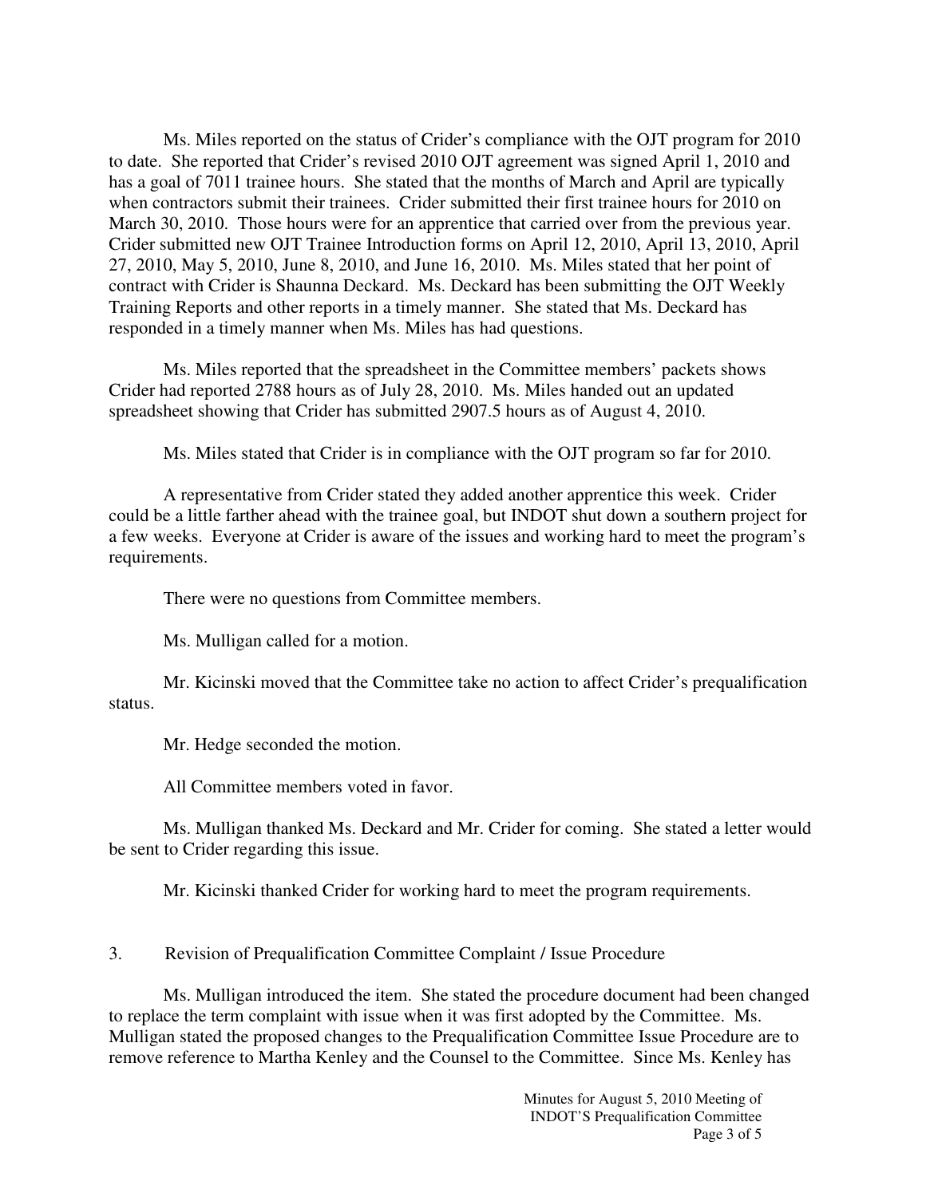Ms. Miles reported on the status of Crider's compliance with the OJT program for 2010 to date. She reported that Crider's revised 2010 OJT agreement was signed April 1, 2010 and has a goal of 7011 trainee hours. She stated that the months of March and April are typically when contractors submit their trainees. Crider submitted their first trainee hours for 2010 on March 30, 2010. Those hours were for an apprentice that carried over from the previous year. Crider submitted new OJT Trainee Introduction forms on April 12, 2010, April 13, 2010, April 27, 2010, May 5, 2010, June 8, 2010, and June 16, 2010. Ms. Miles stated that her point of contract with Crider is Shaunna Deckard. Ms. Deckard has been submitting the OJT Weekly Training Reports and other reports in a timely manner. She stated that Ms. Deckard has responded in a timely manner when Ms. Miles has had questions.

Ms. Miles reported that the spreadsheet in the Committee members' packets shows Crider had reported 2788 hours as of July 28, 2010. Ms. Miles handed out an updated spreadsheet showing that Crider has submitted 2907.5 hours as of August 4, 2010.

Ms. Miles stated that Crider is in compliance with the OJT program so far for 2010.

A representative from Crider stated they added another apprentice this week. Crider could be a little farther ahead with the trainee goal, but INDOT shut down a southern project for a few weeks. Everyone at Crider is aware of the issues and working hard to meet the program's requirements.

There were no questions from Committee members.

Ms. Mulligan called for a motion.

Mr. Kicinski moved that the Committee take no action to affect Crider's prequalification status.

Mr. Hedge seconded the motion.

All Committee members voted in favor.

Ms. Mulligan thanked Ms. Deckard and Mr. Crider for coming. She stated a letter would be sent to Crider regarding this issue.

Mr. Kicinski thanked Crider for working hard to meet the program requirements.

3. Revision of Prequalification Committee Complaint / Issue Procedure

Ms. Mulligan introduced the item. She stated the procedure document had been changed to replace the term complaint with issue when it was first adopted by the Committee. Ms. Mulligan stated the proposed changes to the Prequalification Committee Issue Procedure are to remove reference to Martha Kenley and the Counsel to the Committee. Since Ms. Kenley has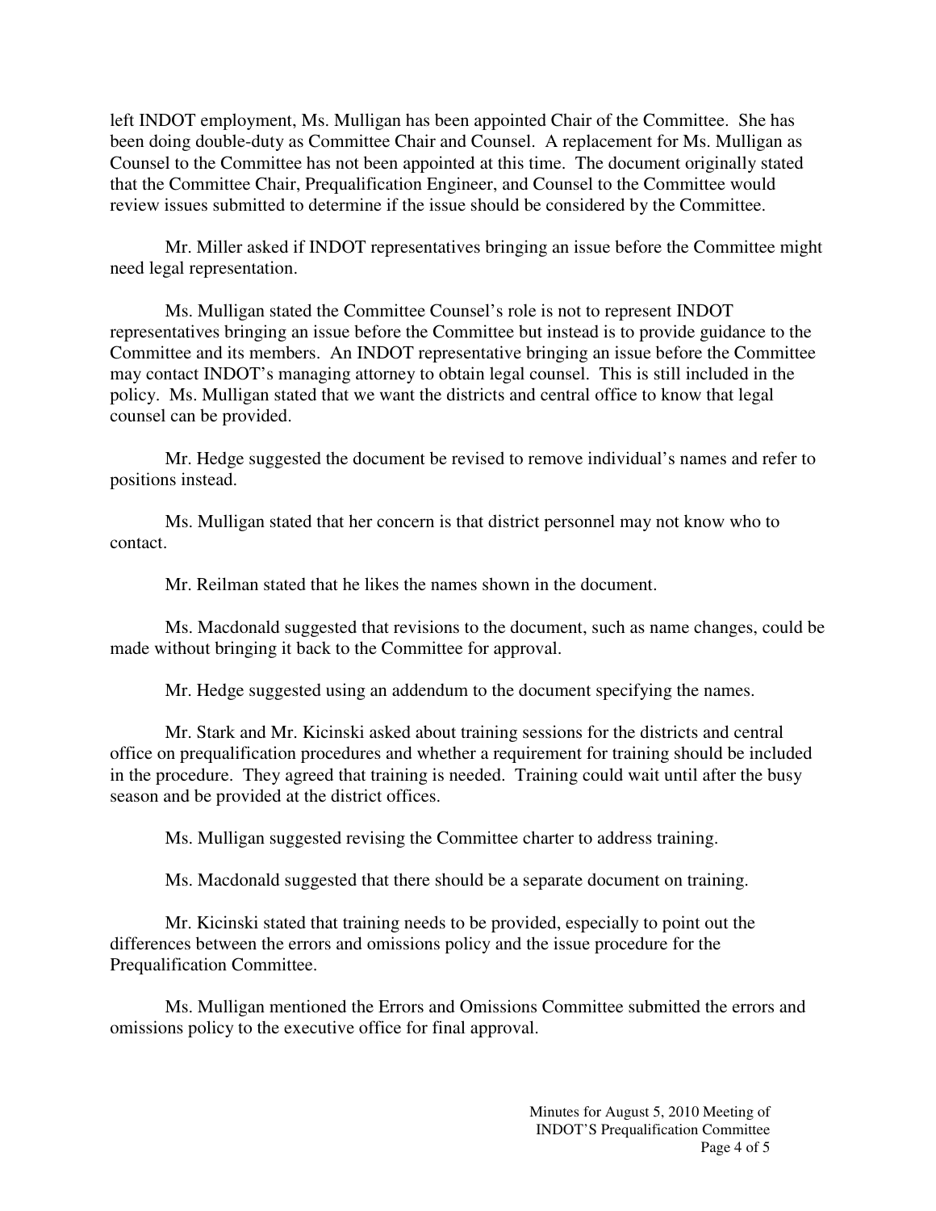left INDOT employment, Ms. Mulligan has been appointed Chair of the Committee. She has been doing double-duty as Committee Chair and Counsel. A replacement for Ms. Mulligan as Counsel to the Committee has not been appointed at this time. The document originally stated that the Committee Chair, Prequalification Engineer, and Counsel to the Committee would review issues submitted to determine if the issue should be considered by the Committee.

Mr. Miller asked if INDOT representatives bringing an issue before the Committee might need legal representation.

Ms. Mulligan stated the Committee Counsel's role is not to represent INDOT representatives bringing an issue before the Committee but instead is to provide guidance to the Committee and its members. An INDOT representative bringing an issue before the Committee may contact INDOT's managing attorney to obtain legal counsel. This is still included in the policy. Ms. Mulligan stated that we want the districts and central office to know that legal counsel can be provided.

Mr. Hedge suggested the document be revised to remove individual's names and refer to positions instead.

Ms. Mulligan stated that her concern is that district personnel may not know who to contact.

Mr. Reilman stated that he likes the names shown in the document.

Ms. Macdonald suggested that revisions to the document, such as name changes, could be made without bringing it back to the Committee for approval.

Mr. Hedge suggested using an addendum to the document specifying the names.

Mr. Stark and Mr. Kicinski asked about training sessions for the districts and central office on prequalification procedures and whether a requirement for training should be included in the procedure. They agreed that training is needed. Training could wait until after the busy season and be provided at the district offices.

Ms. Mulligan suggested revising the Committee charter to address training.

Ms. Macdonald suggested that there should be a separate document on training.

Mr. Kicinski stated that training needs to be provided, especially to point out the differences between the errors and omissions policy and the issue procedure for the Prequalification Committee.

Ms. Mulligan mentioned the Errors and Omissions Committee submitted the errors and omissions policy to the executive office for final approval.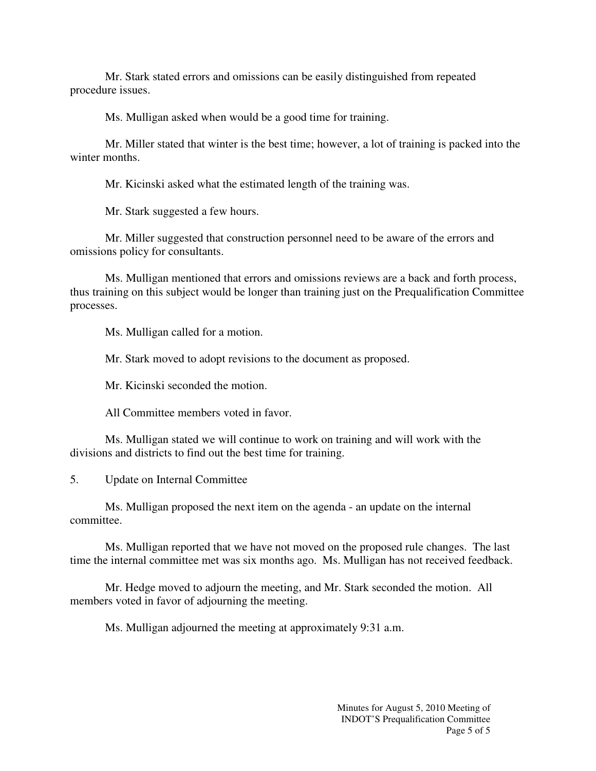Mr. Stark stated errors and omissions can be easily distinguished from repeated procedure issues.

Ms. Mulligan asked when would be a good time for training.

Mr. Miller stated that winter is the best time; however, a lot of training is packed into the winter months.

Mr. Kicinski asked what the estimated length of the training was.

Mr. Stark suggested a few hours.

Mr. Miller suggested that construction personnel need to be aware of the errors and omissions policy for consultants.

Ms. Mulligan mentioned that errors and omissions reviews are a back and forth process, thus training on this subject would be longer than training just on the Prequalification Committee processes.

Ms. Mulligan called for a motion.

Mr. Stark moved to adopt revisions to the document as proposed.

Mr. Kicinski seconded the motion.

All Committee members voted in favor.

Ms. Mulligan stated we will continue to work on training and will work with the divisions and districts to find out the best time for training.

5. Update on Internal Committee

Ms. Mulligan proposed the next item on the agenda - an update on the internal committee.

Ms. Mulligan reported that we have not moved on the proposed rule changes. The last time the internal committee met was six months ago. Ms. Mulligan has not received feedback.

Mr. Hedge moved to adjourn the meeting, and Mr. Stark seconded the motion. All members voted in favor of adjourning the meeting.

Ms. Mulligan adjourned the meeting at approximately 9:31 a.m.